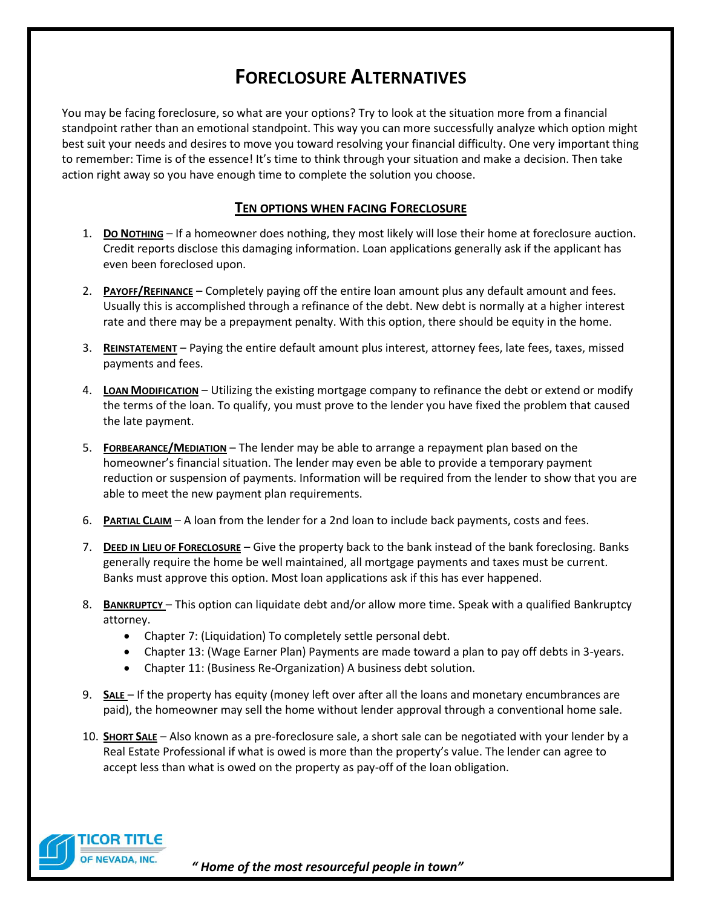# Foreclosure Alternatives

You may be facing foreclosure, so what are your options? Try to look at the situation more from a financial standpoint rather than an emotional standpoint. This way you can more successfully analyze which option might best suit your needs and desires to move you toward resolving your financial difficulty. One very important thing to remember: Time is of the essence! It's time to think through your situation and make a decision. Then take action right away so you have enough time to complete the solution you choose.

## Ten options when facing Foreclosure

1. **Do Nothing** – If a homeowner does nothing, they most likely will lose their home at foreclosure auction. Credit reports disclose this damaging information. Loan applications generally ask if the applicant has even been foreclosed upon.

2. **Payoff/Refinance** – Completely paying off the entire loan amount plus any default amount and fees. Usually this is accomplished through a refinance of the debt. New debt is normally at a higher interest rate and there may be a prepayment penalty. With this option, there should be equity in the home.

3. **Reinstatement** – Paying the entire default amount plus interest, attorney fees, late fees, taxes, missed payments and fees.

4. **Loan Modification** – Utilizing the existing mortgage company to refinance the debt or extend or modify the terms of the loan. To qualify, you must prove to the lender you have fixed the problem that caused the late payment.

5. **Forbearance/Mediation** – The lender may be able to arrange a repayment plan based on the homeowner's financial situation. The lender may even be able to provide a temporary payment reduction or suspension of payments. Information will be required from the lender to show that you are able to meet the new payment plan requirements.

6. **Partial Claim** – A loan from the lender for a 2nd loan to include back payments, costs and fees.

7. **Deed in Lieu of Foreclosure** – Give the property back to the bank instead of the bank foreclosing. Banks generally require the home be well maintained, all mortgage payments and taxes must be current. Banks must approve this option. Most loan applications ask if this has ever happened.

8. **Bankruptcy** – This option can liquidate debt and/or allow more time. Speak with a qualified Bankruptcy attorney.
   - Chapter 7: (Liquidation) To completely settle personal debt.
   - Chapter 13: (Wage Earner Plan) Payments are made toward a plan to pay off debts in 3-years.
   - Chapter 11: (Business Re-Organization) A business debt solution.

9. **Sale** – If the property has equity (money left over after all the loans and monetary encumbrances are paid), the homeowner may sell the home without lender approval through a conventional home sale.

10. **Short Sale** – Also known as a pre-foreclosure sale, a short sale can be negotiated with your lender by a Real Estate Professional if what is owed is more than the property's value. The lender can agree to accept less than what is owed on the property as pay-off of the loan obligation.

TICOR TITLE OF NEVADA, INC.

***" Home of the most resourceful people in town"***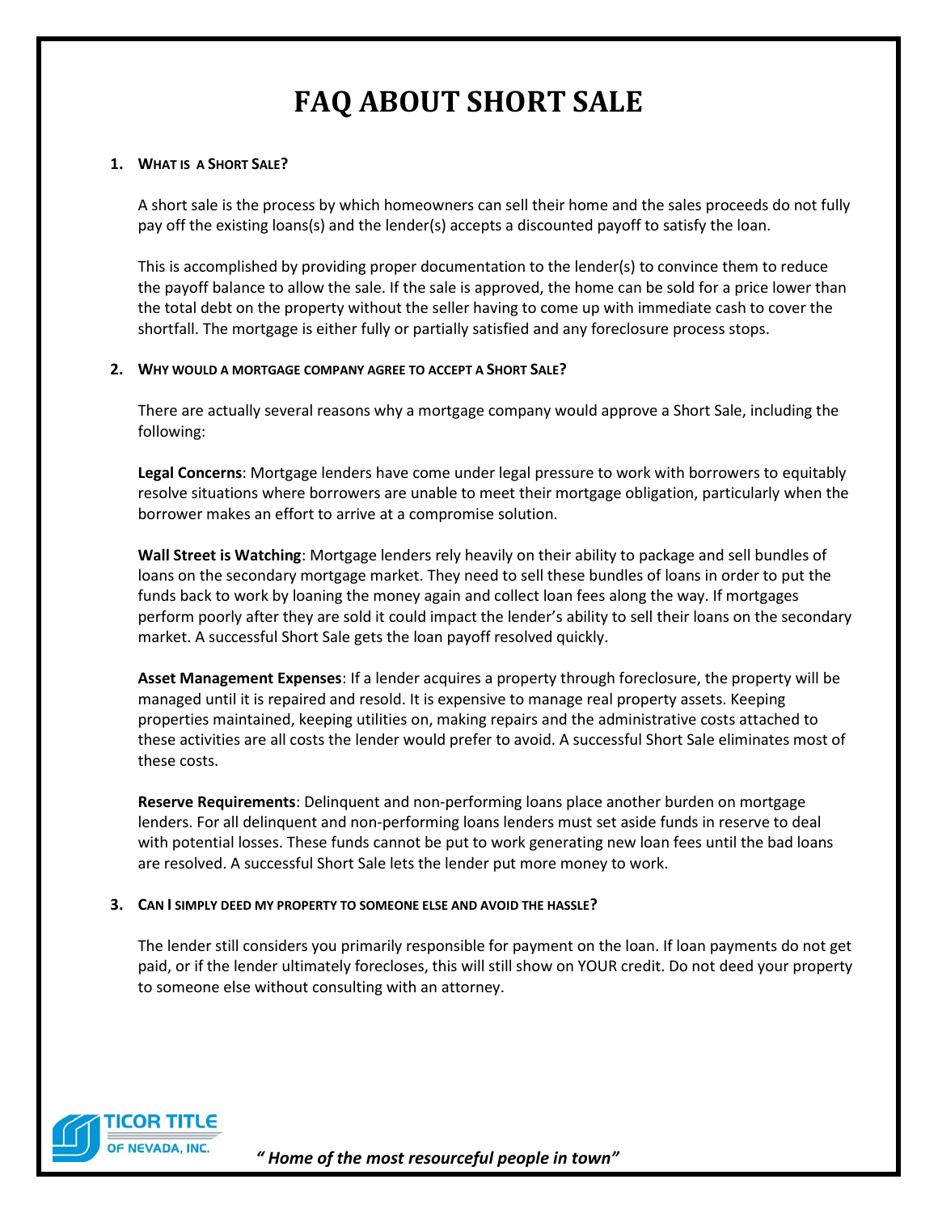# FAQ ABOUT SHORT SALE

1. **WHAT IS A SHORT SALE?**

   A short sale is the process by which homeowners can sell their home and the sales proceeds do not fully pay off the existing loans(s) and the lender(s) accepts a discounted payoff to satisfy the loan.

   This is accomplished by providing proper documentation to the lender(s) to convince them to reduce the payoff balance to allow the sale. If the sale is approved, the home can be sold for a price lower than the total debt on the property without the seller having to come up with immediate cash to cover the shortfall. The mortgage is either fully or partially satisfied and any foreclosure process stops.

2. **WHY WOULD A MORTGAGE COMPANY AGREE TO ACCEPT A SHORT SALE?**

   There are actually several reasons why a mortgage company would approve a Short Sale, including the following:

   **Legal Concerns**: Mortgage lenders have come under legal pressure to work with borrowers to equitably resolve situations where borrowers are unable to meet their mortgage obligation, particularly when the borrower makes an effort to arrive at a compromise solution.

   **Wall Street is Watching**: Mortgage lenders rely heavily on their ability to package and sell bundles of loans on the secondary mortgage market. They need to sell these bundles of loans in order to put the funds back to work by loaning the money again and collect loan fees along the way. If mortgages perform poorly after they are sold it could impact the lender's ability to sell their loans on the secondary market. A successful Short Sale gets the loan payoff resolved quickly.

   **Asset Management Expenses**: If a lender acquires a property through foreclosure, the property will be managed until it is repaired and resold. It is expensive to manage real property assets. Keeping properties maintained, keeping utilities on, making repairs and the administrative costs attached to these activities are all costs the lender would prefer to avoid. A successful Short Sale eliminates most of these costs.

   **Reserve Requirements**: Delinquent and non-performing loans place another burden on mortgage lenders. For all delinquent and non-performing loans lenders must set aside funds in reserve to deal with potential losses. These funds cannot be put to work generating new loan fees until the bad loans are resolved. A successful Short Sale lets the lender put more money to work.

3. **CAN I SIMPLY DEED MY PROPERTY TO SOMEONE ELSE AND AVOID THE HASSLE?**

   The lender still considers you primarily responsible for payment on the loan. If loan payments do not get paid, or if the lender ultimately forecloses, this will still show on YOUR credit. Do not deed your property to someone else without consulting with an attorney.

TICOR TITLE OF NEVADA, INC.

*" Home of the most resourceful people in town"*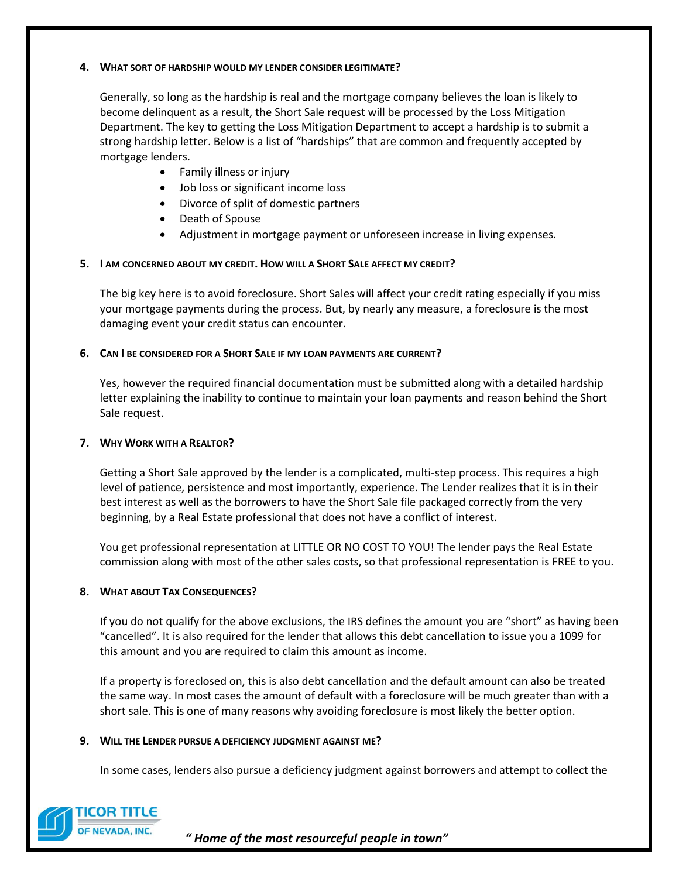**4. WHAT SORT OF HARDSHIP WOULD MY LENDER CONSIDER LEGITIMATE?**

Generally, so long as the hardship is real and the mortgage company believes the loan is likely to become delinquent as a result, the Short Sale request will be processed by the Loss Mitigation Department. The key to getting the Loss Mitigation Department to accept a hardship is to submit a strong hardship letter. Below is a list of "hardships" that are common and frequently accepted by mortgage lenders.

- Family illness or injury
- Job loss or significant income loss
- Divorce of split of domestic partners
- Death of Spouse
- Adjustment in mortgage payment or unforeseen increase in living expenses.

**5. I AM CONCERNED ABOUT MY CREDIT. HOW WILL A SHORT SALE AFFECT MY CREDIT?**

The big key here is to avoid foreclosure. Short Sales will affect your credit rating especially if you miss your mortgage payments during the process. But, by nearly any measure, a foreclosure is the most damaging event your credit status can encounter.

**6. CAN I BE CONSIDERED FOR A SHORT SALE IF MY LOAN PAYMENTS ARE CURRENT?**

Yes, however the required financial documentation must be submitted along with a detailed hardship letter explaining the inability to continue to maintain your loan payments and reason behind the Short Sale request.

**7. WHY WORK WITH A REALTOR?**

Getting a Short Sale approved by the lender is a complicated, multi-step process. This requires a high level of patience, persistence and most importantly, experience. The Lender realizes that it is in their best interest as well as the borrowers to have the Short Sale file packaged correctly from the very beginning, by a Real Estate professional that does not have a conflict of interest.

You get professional representation at LITTLE OR NO COST TO YOU! The lender pays the Real Estate commission along with most of the other sales costs, so that professional representation is FREE to you.

**8. WHAT ABOUT TAX CONSEQUENCES?**

If you do not qualify for the above exclusions, the IRS defines the amount you are "short" as having been "cancelled". It is also required for the lender that allows this debt cancellation to issue you a 1099 for this amount and you are required to claim this amount as income.

If a property is foreclosed on, this is also debt cancellation and the default amount can also be treated the same way. In most cases the amount of default with a foreclosure will be much greater than with a short sale. This is one of many reasons why avoiding foreclosure is most likely the better option.

**9. WILL THE LENDER PURSUE A DEFICIENCY JUDGMENT AGAINST ME?**

In some cases, lenders also pursue a deficiency judgment against borrowers and attempt to collect the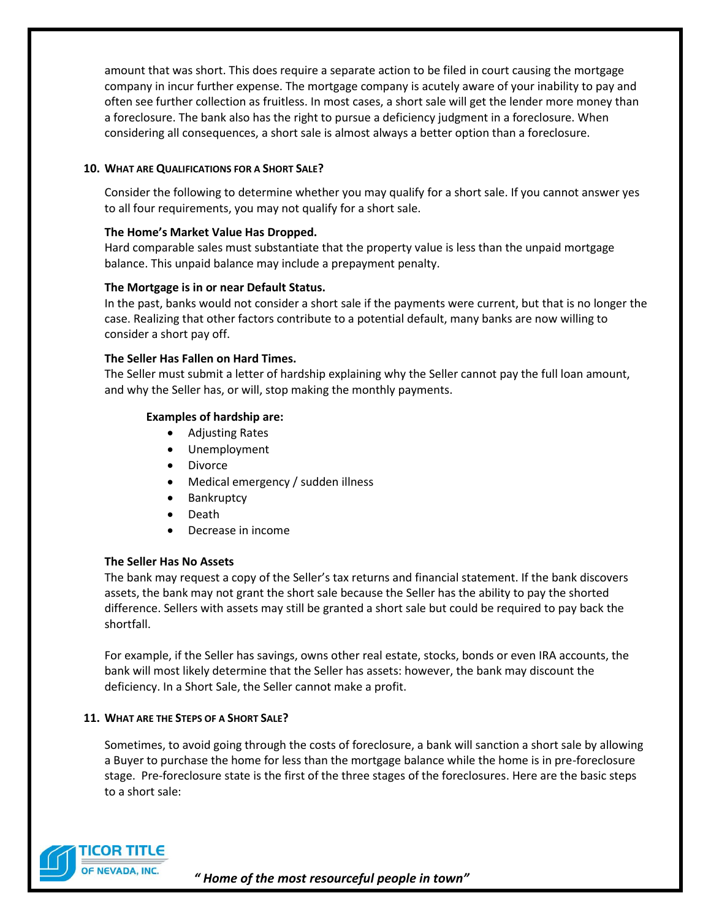amount that was short. This does require a separate action to be filed in court causing the mortgage company in incur further expense. The mortgage company is acutely aware of your inability to pay and often see further collection as fruitless. In most cases, a short sale will get the lender more money than a foreclosure. The bank also has the right to pursue a deficiency judgment in a foreclosure. When considering all consequences, a short sale is almost always a better option than a foreclosure.

### 10. What are Qualifications for a Short Sale?

Consider the following to determine whether you may qualify for a short sale. If you cannot answer yes to all four requirements, you may not qualify for a short sale.

**The Home's Market Value Has Dropped.**
Hard comparable sales must substantiate that the property value is less than the unpaid mortgage balance. This unpaid balance may include a prepayment penalty.

**The Mortgage is in or near Default Status.**
In the past, banks would not consider a short sale if the payments were current, but that is no longer the case. Realizing that other factors contribute to a potential default, many banks are now willing to consider a short pay off.

**The Seller Has Fallen on Hard Times.**
The Seller must submit a letter of hardship explaining why the Seller cannot pay the full loan amount, and why the Seller has, or will, stop making the monthly payments.

**Examples of hardship are:**

- Adjusting Rates
- Unemployment
- Divorce
- Medical emergency / sudden illness
- Bankruptcy
- Death
- Decrease in income

**The Seller Has No Assets**
The bank may request a copy of the Seller's tax returns and financial statement. If the bank discovers assets, the bank may not grant the short sale because the Seller has the ability to pay the shorted difference. Sellers with assets may still be granted a short sale but could be required to pay back the shortfall.

For example, if the Seller has savings, owns other real estate, stocks, bonds or even IRA accounts, the bank will most likely determine that the Seller has assets: however, the bank may discount the deficiency. In a Short Sale, the Seller cannot make a profit.

### 11. What are the Steps of a Short Sale?

Sometimes, to avoid going through the costs of foreclosure, a bank will sanction a short sale by allowing a Buyer to purchase the home for less than the mortgage balance while the home is in pre-foreclosure stage. Pre-foreclosure state is the first of the three stages of the foreclosures. Here are the basic steps to a short sale: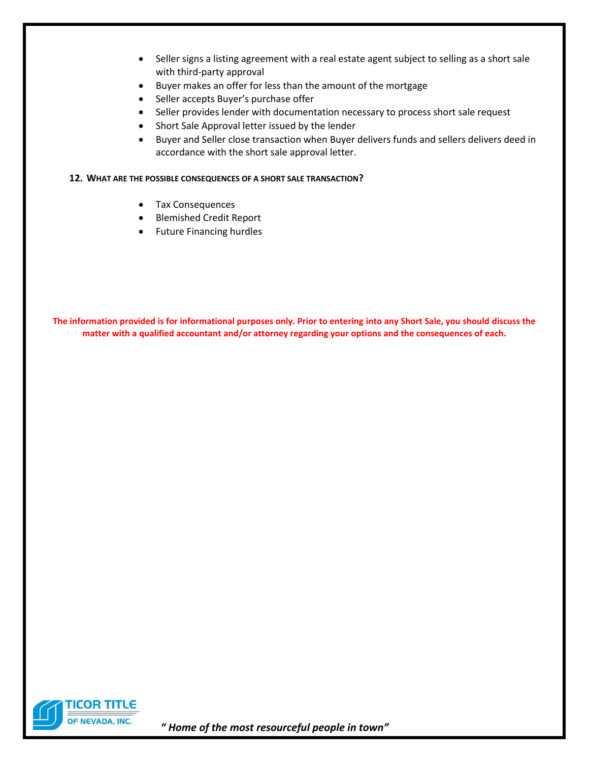- Seller signs a listing agreement with a real estate agent subject to selling as a short sale with third-party approval
- Buyer makes an offer for less than the amount of the mortgage
- Seller accepts Buyer's purchase offer
- Seller provides lender with documentation necessary to process short sale request
- Short Sale Approval letter issued by the lender
- Buyer and Seller close transaction when Buyer delivers funds and sellers delivers deed in accordance with the short sale approval letter.

**12. WHAT ARE THE POSSIBLE CONSEQUENCES OF A SHORT SALE TRANSACTION?**

- Tax Consequences
- Blemished Credit Report
- Future Financing hurdles

**The information provided is for informational purposes only. Prior to entering into any Short Sale, you should discuss the matter with a qualified accountant and/or attorney regarding your options and the consequences of each.**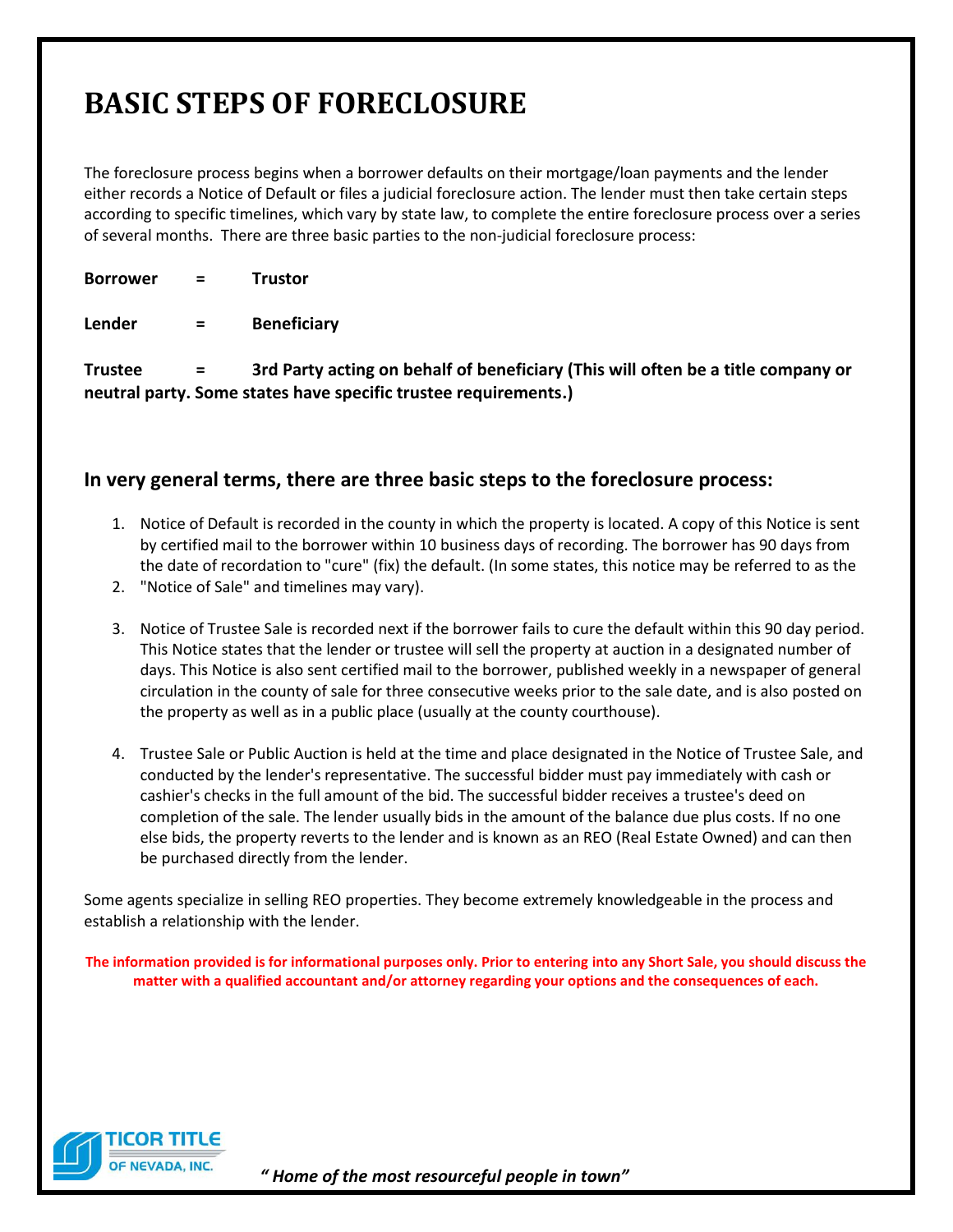# BASIC STEPS OF FORECLOSURE

The foreclosure process begins when a borrower defaults on their mortgage/loan payments and the lender either records a Notice of Default or files a judicial foreclosure action. The lender must then take certain steps according to specific timelines, which vary by state law, to complete the entire foreclosure process over a series of several months. There are three basic parties to the non-judicial foreclosure process:

**Borrower = Trustor**

**Lender = Beneficiary**

**Trustee = 3rd Party acting on behalf of beneficiary (This will often be a title company or neutral party. Some states have specific trustee requirements.)**

## In very general terms, there are three basic steps to the foreclosure process:

1. Notice of Default is recorded in the county in which the property is located. A copy of this Notice is sent by certified mail to the borrower within 10 business days of recording. The borrower has 90 days from the date of recordation to "cure" (fix) the default. (In some states, this notice may be referred to as the
2. "Notice of Sale" and timelines may vary).

3. Notice of Trustee Sale is recorded next if the borrower fails to cure the default within this 90 day period. This Notice states that the lender or trustee will sell the property at auction in a designated number of days. This Notice is also sent certified mail to the borrower, published weekly in a newspaper of general circulation in the county of sale for three consecutive weeks prior to the sale date, and is also posted on the property as well as in a public place (usually at the county courthouse).

4. Trustee Sale or Public Auction is held at the time and place designated in the Notice of Trustee Sale, and conducted by the lender's representative. The successful bidder must pay immediately with cash or cashier's checks in the full amount of the bid. The successful bidder receives a trustee's deed on completion of the sale. The lender usually bids in the amount of the balance due plus costs. If no one else bids, the property reverts to the lender and is known as an REO (Real Estate Owned) and can then be purchased directly from the lender.

Some agents specialize in selling REO properties. They become extremely knowledgeable in the process and establish a relationship with the lender.

**The information provided is for informational purposes only. Prior to entering into any Short Sale, you should discuss the matter with a qualified accountant and/or attorney regarding your options and the consequences of each.**

TICOR TITLE OF NEVADA, INC.

*" Home of the most resourceful people in town"*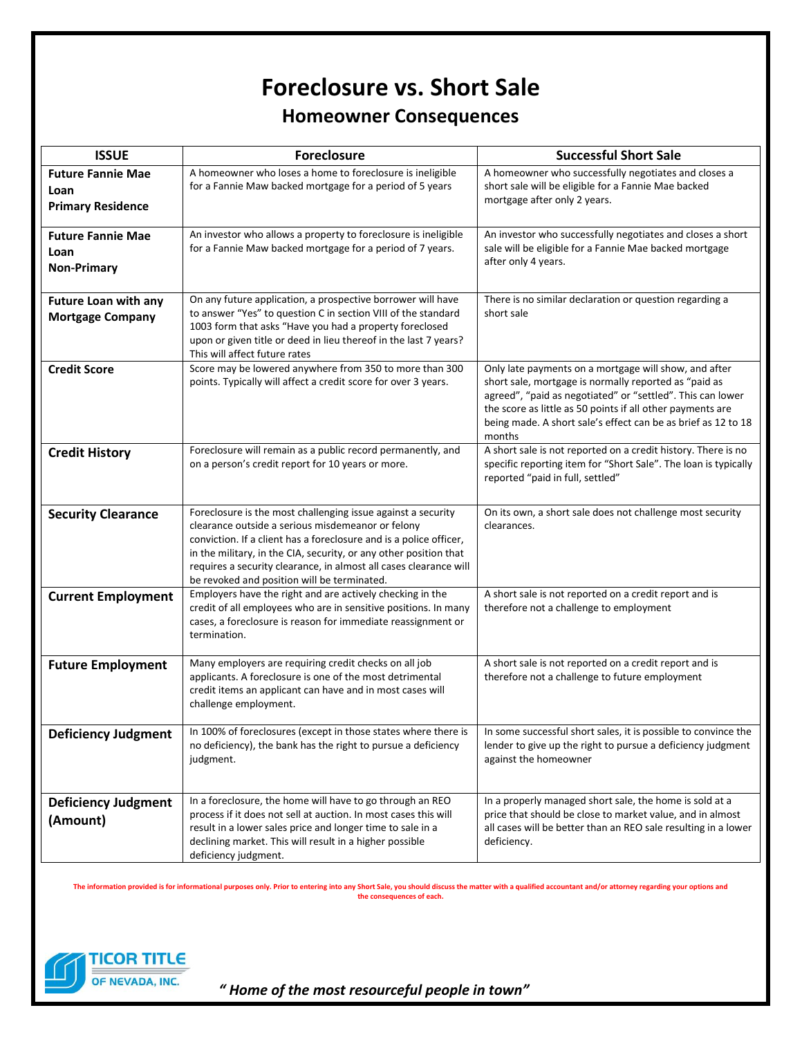# Foreclosure vs. Short Sale

## Homeowner Consequences

| ISSUE | Foreclosure | Successful Short Sale |
|---|---|---|
| **Future Fannie Mae Loan Primary Residence** | A homeowner who loses a home to foreclosure is ineligible for a Fannie Maw backed mortgage for a period of 5 years | A homeowner who successfully negotiates and closes a short sale will be eligible for a Fannie Mae backed mortgage after only 2 years. |
| **Future Fannie Mae Loan Non-Primary** | An investor who allows a property to foreclosure is ineligible for a Fannie Maw backed mortgage for a period of 7 years. | An investor who successfully negotiates and closes a short sale will be eligible for a Fannie Mae backed mortgage after only 4 years. |
| **Future Loan with any Mortgage Company** | On any future application, a prospective borrower will have to answer "Yes" to question C in section VIII of the standard 1003 form that asks "Have you had a property foreclosed upon or given title or deed in lieu thereof in the last 7 years? This will affect future rates | There is no similar declaration or question regarding a short sale |
| **Credit Score** | Score may be lowered anywhere from 350 to more than 300 points. Typically will affect a credit score for over 3 years. | Only late payments on a mortgage will show, and after short sale, mortgage is normally reported as "paid as agreed", "paid as negotiated" or "settled". This can lower the score as little as 50 points if all other payments are being made. A short sale's effect can be as brief as 12 to 18 months |
| **Credit History** | Foreclosure will remain as a public record permanently, and on a person's credit report for 10 years or more. | A short sale is not reported on a credit history. There is no specific reporting item for "Short Sale". The loan is typically reported "paid in full, settled" |
| **Security Clearance** | Foreclosure is the most challenging issue against a security clearance outside a serious misdemeanor or felony conviction. If a client has a foreclosure and is a police officer, in the military, in the CIA, security, or any other position that requires a security clearance, in almost all cases clearance will be revoked and position will be terminated. | On its own, a short sale does not challenge most security clearances. |
| **Current Employment** | Employers have the right and are actively checking in the credit of all employees who are in sensitive positions. In many cases, a foreclosure is reason for immediate reassignment or termination. | A short sale is not reported on a credit report and is therefore not a challenge to employment |
| **Future Employment** | Many employers are requiring credit checks on all job applicants. A foreclosure is one of the most detrimental credit items an applicant can have and in most cases will challenge employment. | A short sale is not reported on a credit report and is therefore not a challenge to future employment |
| **Deficiency Judgment** | In 100% of foreclosures (except in those states where there is no deficiency), the bank has the right to pursue a deficiency judgment. | In some successful short sales, it is possible to convince the lender to give up the right to pursue a deficiency judgment against the homeowner |
| **Deficiency Judgment (Amount)** | In a foreclosure, the home will have to go through an REO process if it does not sell at auction. In most cases this will result in a lower sales price and longer time to sale in a declining market. This will result in a higher possible deficiency judgment. | In a properly managed short sale, the home is sold at a price that should be close to market value, and in almost all cases will be better than an REO sale resulting in a lower deficiency. |

**The information provided is for informational purposes only. Prior to entering into any Short Sale, you should discuss the matter with a qualified accountant and/or attorney regarding your options and the consequences of each.**

TICOR TITLE OF NEVADA, INC.

*" Home of the most resourceful people in town"*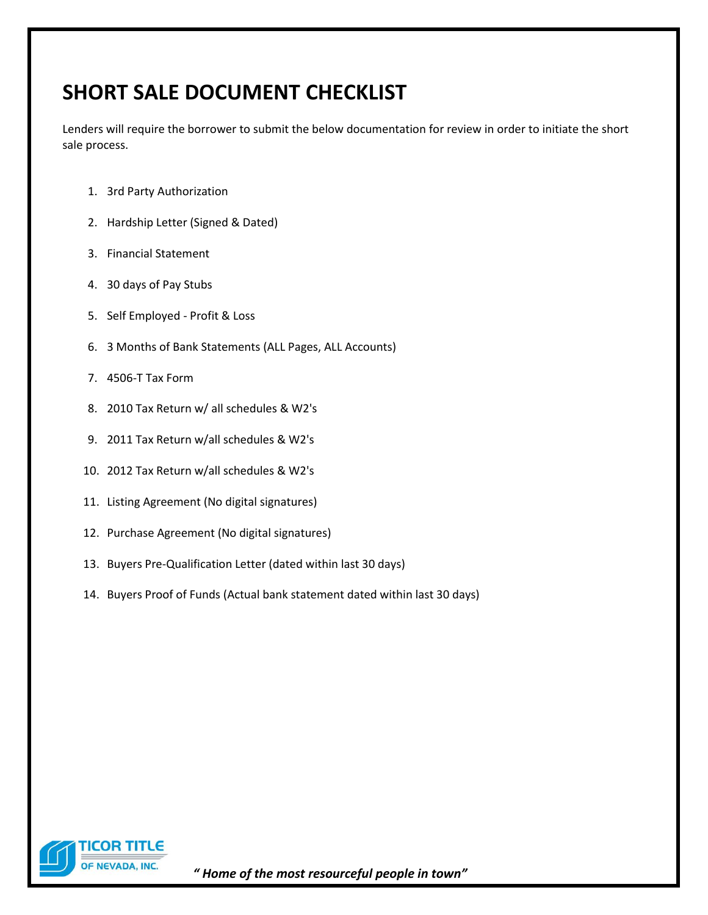# SHORT SALE DOCUMENT CHECKLIST

Lenders will require the borrower to submit the below documentation for review in order to initiate the short sale process.

1. 3rd Party Authorization
2. Hardship Letter (Signed & Dated)
3. Financial Statement
4. 30 days of Pay Stubs
5. Self Employed - Profit & Loss
6. 3 Months of Bank Statements (ALL Pages, ALL Accounts)
7. 4506-T Tax Form
8. 2010 Tax Return w/ all schedules & W2's
9. 2011 Tax Return w/all schedules & W2's
10. 2012 Tax Return w/all schedules & W2's
11. Listing Agreement (No digital signatures)
12. Purchase Agreement (No digital signatures)
13. Buyers Pre-Qualification Letter (dated within last 30 days)
14. Buyers Proof of Funds (Actual bank statement dated within last 30 days)

TICOR TITLE OF NEVADA, INC.

***" Home of the most resourceful people in town"***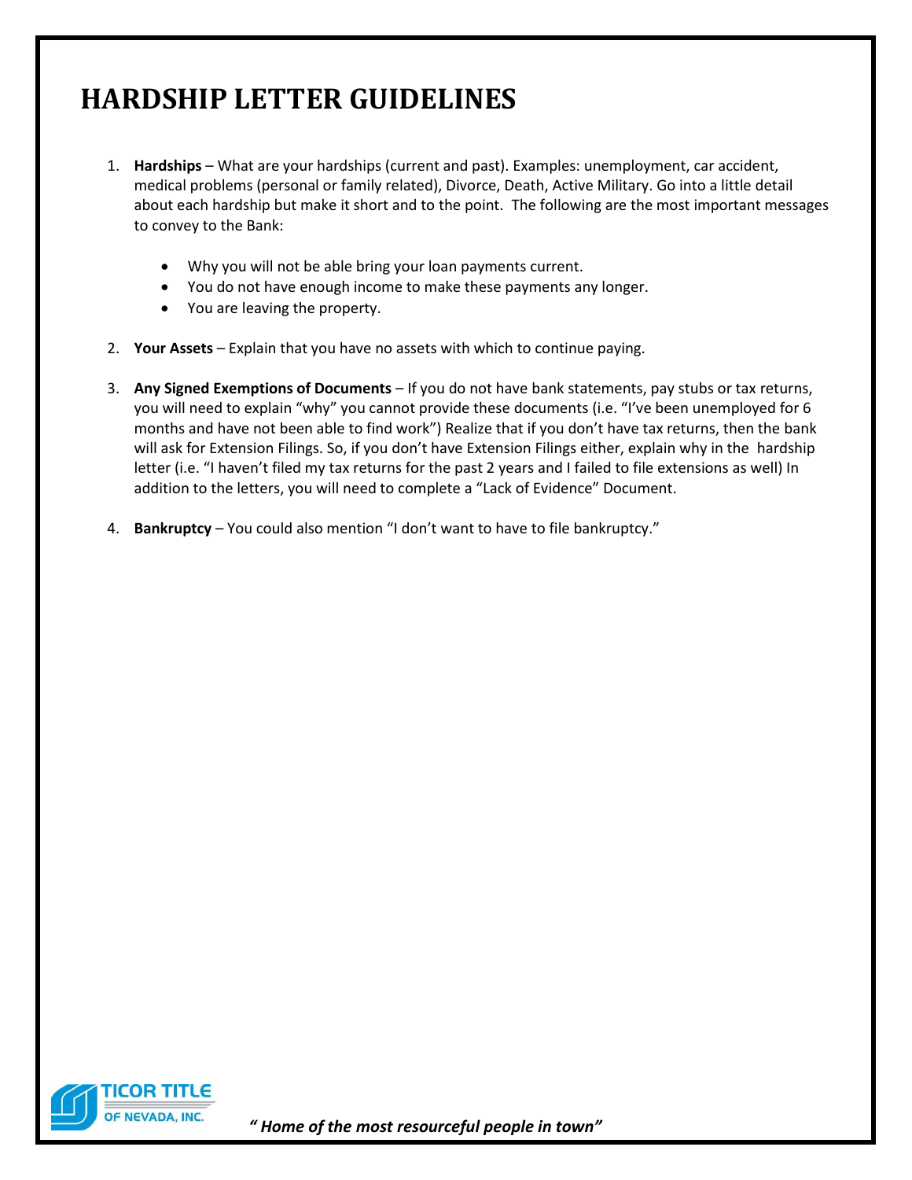# HARDSHIP LETTER GUIDELINES

1. **Hardships** – What are your hardships (current and past). Examples: unemployment, car accident, medical problems (personal or family related), Divorce, Death, Active Military. Go into a little detail about each hardship but make it short and to the point. The following are the most important messages to convey to the Bank:

   - Why you will not be able bring your loan payments current.
   - You do not have enough income to make these payments any longer.
   - You are leaving the property.

2. **Your Assets** – Explain that you have no assets with which to continue paying.

3. **Any Signed Exemptions of Documents** – If you do not have bank statements, pay stubs or tax returns, you will need to explain "why" you cannot provide these documents (i.e. "I've been unemployed for 6 months and have not been able to find work") Realize that if you don't have tax returns, then the bank will ask for Extension Filings. So, if you don't have Extension Filings either, explain why in the hardship letter (i.e. "I haven't filed my tax returns for the past 2 years and I failed to file extensions as well) In addition to the letters, you will need to complete a "Lack of Evidence" Document.

4. **Bankruptcy** – You could also mention "I don't want to have to file bankruptcy."

TICOR TITLE OF NEVADA, INC.

*" Home of the most resourceful people in town"*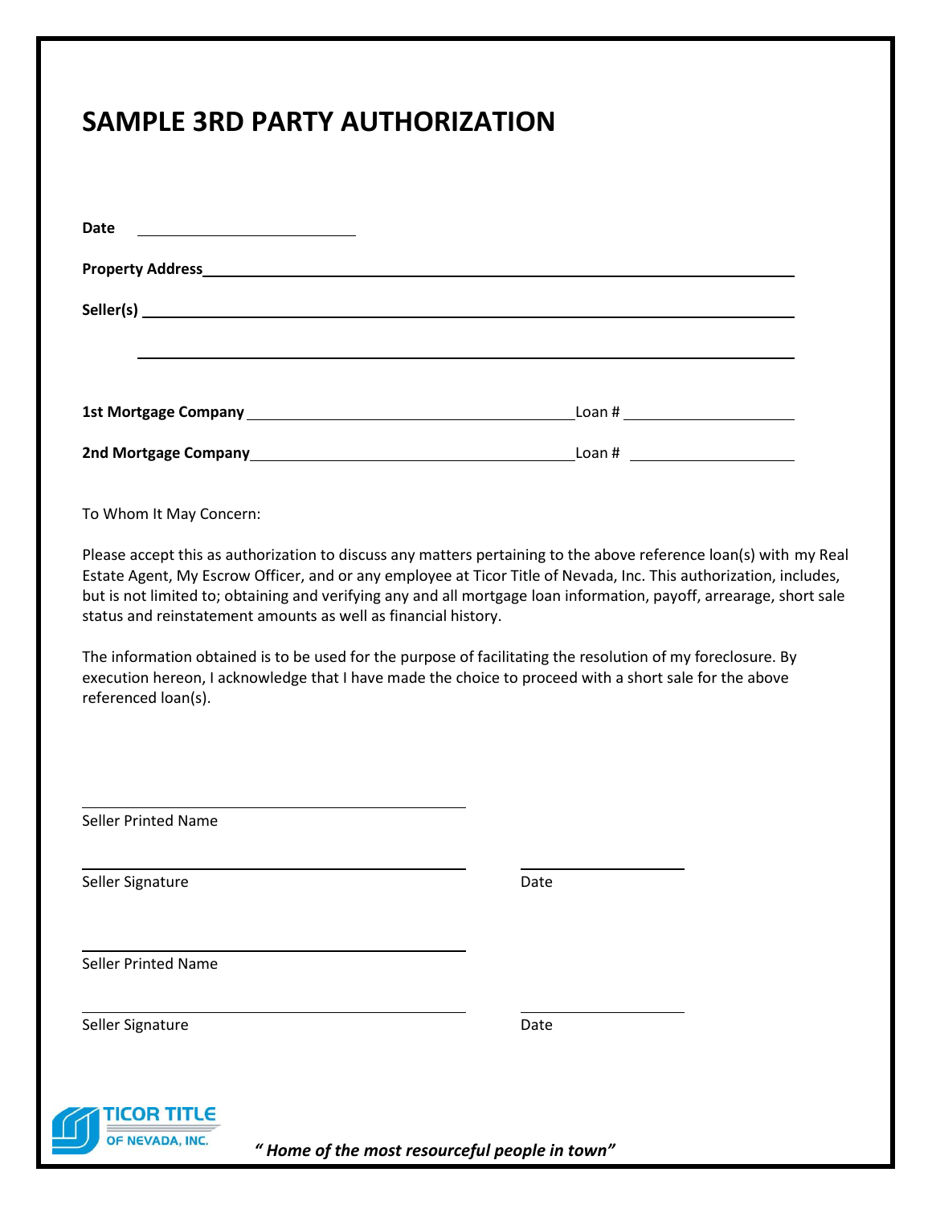# SAMPLE 3RD PARTY AUTHORIZATION

**Date** \_\_\_\_\_\_\_\_\_\_\_\_\_\_\_\_\_\_\_\_\_\_\_\_

**Property Address** \_\_\_\_\_\_\_\_\_\_\_\_\_\_\_\_\_\_\_\_\_\_\_\_\_\_\_\_\_\_\_\_\_\_\_\_\_\_\_\_\_\_\_\_\_\_\_\_\_\_\_\_\_\_\_\_\_\_\_\_

**Seller(s)** \_\_\_\_\_\_\_\_\_\_\_\_\_\_\_\_\_\_\_\_\_\_\_\_\_\_\_\_\_\_\_\_\_\_\_\_\_\_\_\_\_\_\_\_\_\_\_\_\_\_\_\_\_\_\_\_\_\_\_\_\_\_\_\_\_\_

\_\_\_\_\_\_\_\_\_\_\_\_\_\_\_\_\_\_\_\_\_\_\_\_\_\_\_\_\_\_\_\_\_\_\_\_\_\_\_\_\_\_\_\_\_\_\_\_\_\_\_\_\_\_\_\_\_\_\_\_\_\_\_\_\_\_\_\_\_\_\_\_\_\_\_\_

**1st Mortgage Company** \_\_\_\_\_\_\_\_\_\_\_\_\_\_\_\_\_\_\_\_\_\_\_\_\_\_\_\_\_\_\_\_\_\_\_\_ Loan # \_\_\_\_\_\_\_\_\_\_\_\_\_\_\_\_\_\_\_\_

**2nd Mortgage Company** \_\_\_\_\_\_\_\_\_\_\_\_\_\_\_\_\_\_\_\_\_\_\_\_\_\_\_\_\_\_\_\_\_\_\_\_ Loan # \_\_\_\_\_\_\_\_\_\_\_\_\_\_\_\_\_\_\_\_

To Whom It May Concern:

Please accept this as authorization to discuss any matters pertaining to the above reference loan(s) with my Real Estate Agent, My Escrow Officer, and or any employee at Ticor Title of Nevada, Inc. This authorization, includes, but is not limited to; obtaining and verifying any and all mortgage loan information, payoff, arrearage, short sale status and reinstatement amounts as well as financial history.

The information obtained is to be used for the purpose of facilitating the resolution of my foreclosure. By execution hereon, I acknowledge that I have made the choice to proceed with a short sale for the above referenced loan(s).

\_\_\_\_\_\_\_\_\_\_\_\_\_\_\_\_\_\_\_\_\_\_\_\_\_\_\_\_\_\_\_\_\_\_\_\_\_\_\_\_
Seller Printed Name

\_\_\_\_\_\_\_\_\_\_\_\_\_\_\_\_\_\_\_\_\_\_\_\_\_\_\_\_\_\_\_\_\_\_\_\_\_\_\_\_ \_\_\_\_\_\_\_\_\_\_\_\_\_\_\_\_\_\_
Seller Signature Date

\_\_\_\_\_\_\_\_\_\_\_\_\_\_\_\_\_\_\_\_\_\_\_\_\_\_\_\_\_\_\_\_\_\_\_\_\_\_\_\_
Seller Printed Name

\_\_\_\_\_\_\_\_\_\_\_\_\_\_\_\_\_\_\_\_\_\_\_\_\_\_\_\_\_\_\_\_\_\_\_\_\_\_\_\_ \_\_\_\_\_\_\_\_\_\_\_\_\_\_\_\_\_\_
Seller Signature Date

TICOR TITLE OF NEVADA, INC.

***" Home of the most resourceful people in town"***